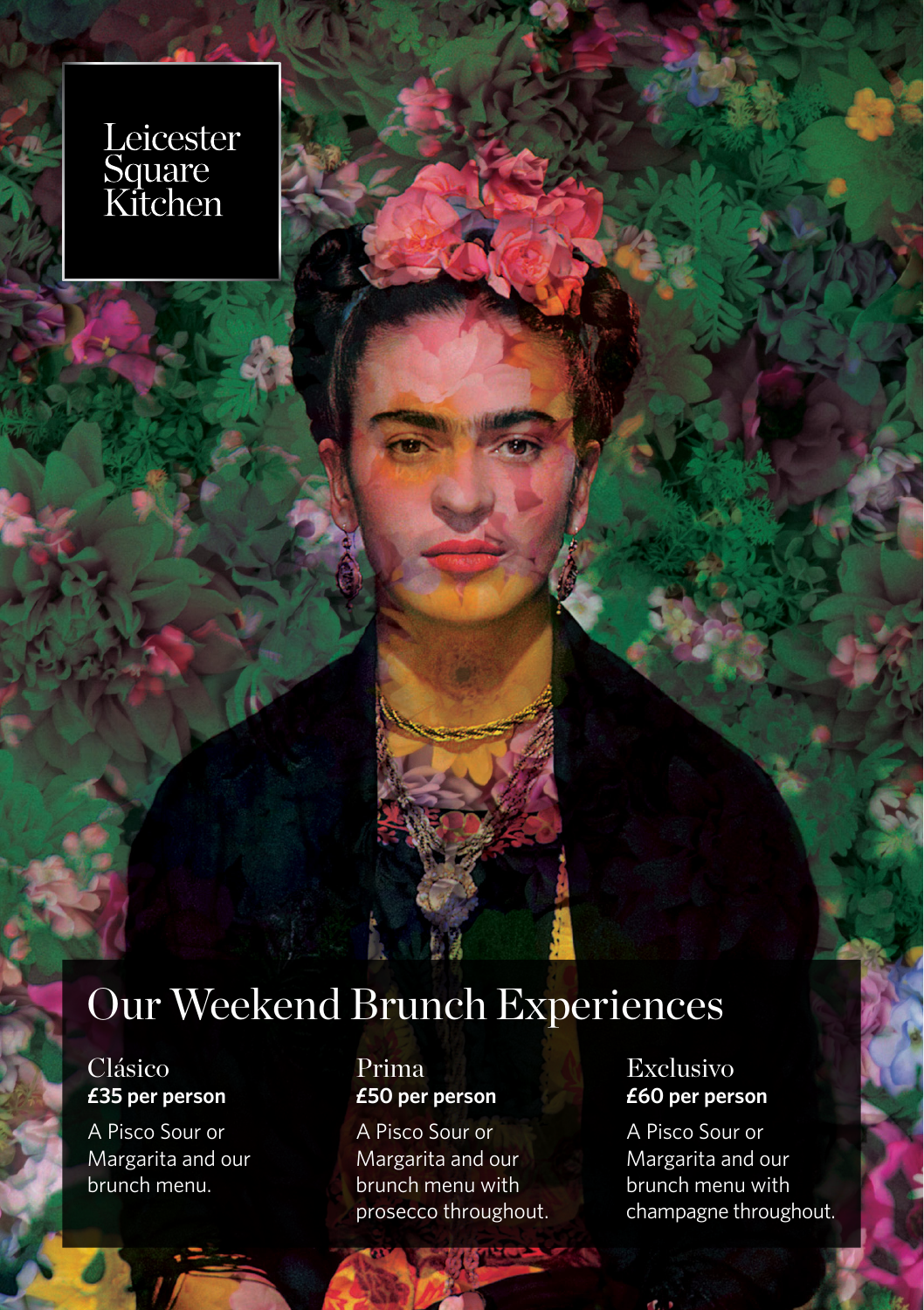Leicester Square Kitchen

# Our Weekend Brunch Experiences

## Clásico
**£35 per person**

A Pisco Sour or Margarita and our brunch menu.

## Prima
**£50 per person**

A Pisco Sour or Margarita and our brunch menu with prosecco throughout.

## Exclusivo
**£60 per person**

A Pisco Sour or Margarita and our brunch menu with champagne throughout.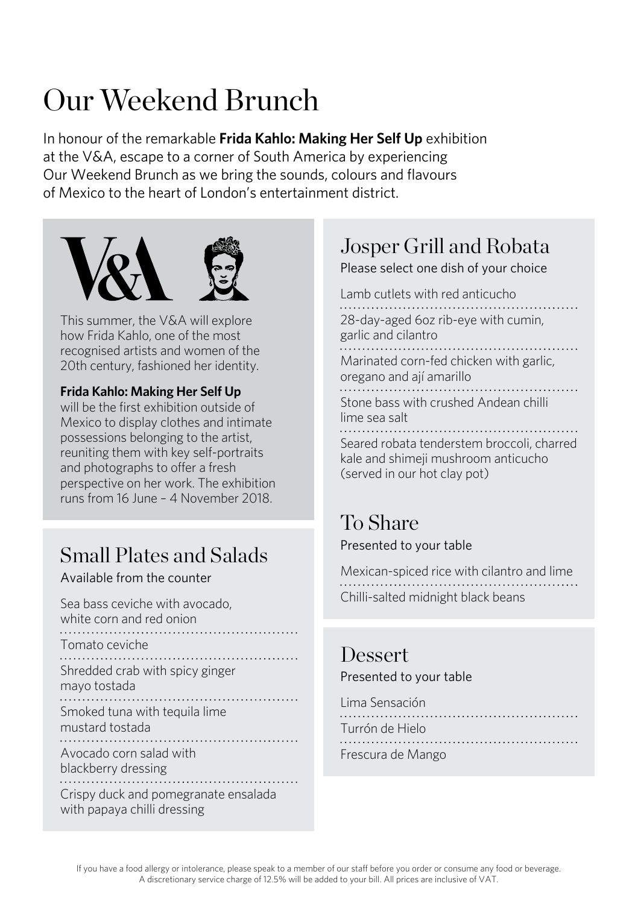# Our Weekend Brunch

In honour of the remarkable **Frida Kahlo: Making Her Self Up** exhibition at the V&A, escape to a corner of South America by experiencing Our Weekend Brunch as we bring the sounds, colours and flavours of Mexico to the heart of London's entertainment district.

This summer, the V&A will explore how Frida Kahlo, one of the most recognised artists and women of the 20th century, fashioned her identity.

**Frida Kahlo: Making Her Self Up** will be the first exhibition outside of Mexico to display clothes and intimate possessions belonging to the artist, reuniting them with key self-portraits and photographs to offer a fresh perspective on her work. The exhibition runs from 16 June – 4 November 2018.

## Small Plates and Salads

Available from the counter

- Sea bass ceviche with avocado, white corn and red onion
- Tomato ceviche
- Shredded crab with spicy ginger mayo tostada
- Smoked tuna with tequila lime mustard tostada
- Avocado corn salad with blackberry dressing
- Crispy duck and pomegranate ensalada with papaya chilli dressing

## Josper Grill and Robata

Please select one dish of your choice

- Lamb cutlets with red anticucho
- 28-day-aged 6oz rib-eye with cumin, garlic and cilantro
- Marinated corn-fed chicken with garlic, oregano and ají amarillo
- Stone bass with crushed Andean chilli lime sea salt
- Seared robata tenderstem broccoli, charred kale and shimeji mushroom anticucho (served in our hot clay pot)

## To Share

Presented to your table

- Mexican-spiced rice with cilantro and lime
- Chilli-salted midnight black beans

## Dessert

Presented to your table

- Lima Sensación
- Turrón de Hielo
- Frescura de Mango

If you have a food allergy or intolerance, please speak to a member of our staff before you order or consume any food or beverage.
A discretionary service charge of 12.5% will be added to your bill. All prices are inclusive of VAT.